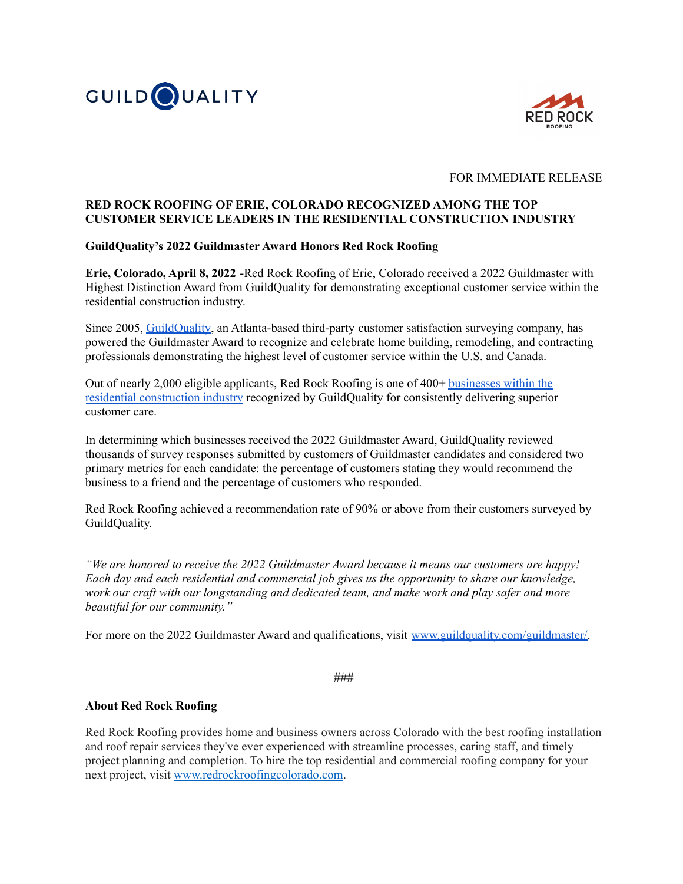FOR IMMEDIATE RELEASE

# RED ROCK ROOFING OF ERIE, COLORADO RECOGNIZED AMONG THE TOP CUSTOMER SERVICE LEADERS IN THE RESIDENTIAL CONSTRUCTION INDUSTRY

## GuildQuality's 2022 Guildmaster Award Honors Red Rock Roofing

**Erie, Colorado, April 8, 2022** -Red Rock Roofing of Erie, Colorado received a 2022 Guildmaster with Highest Distinction Award from GuildQuality for demonstrating exceptional customer service within the residential construction industry.

Since 2005, [GuildQuality](), an Atlanta-based third-party customer satisfaction surveying company, has powered the Guildmaster Award to recognize and celebrate home building, remodeling, and contracting professionals demonstrating the highest level of customer service within the U.S. and Canada.

Out of nearly 2,000 eligible applicants, Red Rock Roofing is one of 400+ [businesses within the residential construction industry]() recognized by GuildQuality for consistently delivering superior customer care.

In determining which businesses received the 2022 Guildmaster Award, GuildQuality reviewed thousands of survey responses submitted by customers of Guildmaster candidates and considered two primary metrics for each candidate: the percentage of customers stating they would recommend the business to a friend and the percentage of customers who responded.

Red Rock Roofing achieved a recommendation rate of 90% or above from their customers surveyed by GuildQuality.

*"We are honored to receive the 2022 Guildmaster Award because it means our customers are happy! Each day and each residential and commercial job gives us the opportunity to share our knowledge, work our craft with our longstanding and dedicated team, and make work and play safer and more beautiful for our community."*

For more on the 2022 Guildmaster Award and qualifications, visit [www.guildquality.com/guildmaster/](www.guildquality.com/guildmaster/).

###

## About Red Rock Roofing

Red Rock Roofing provides home and business owners across Colorado with the best roofing installation and roof repair services they've ever experienced with streamline processes, caring staff, and timely project planning and completion. To hire the top residential and commercial roofing company for your next project, visit [www.redrockroofingcolorado.com](www.redrockroofingcolorado.com).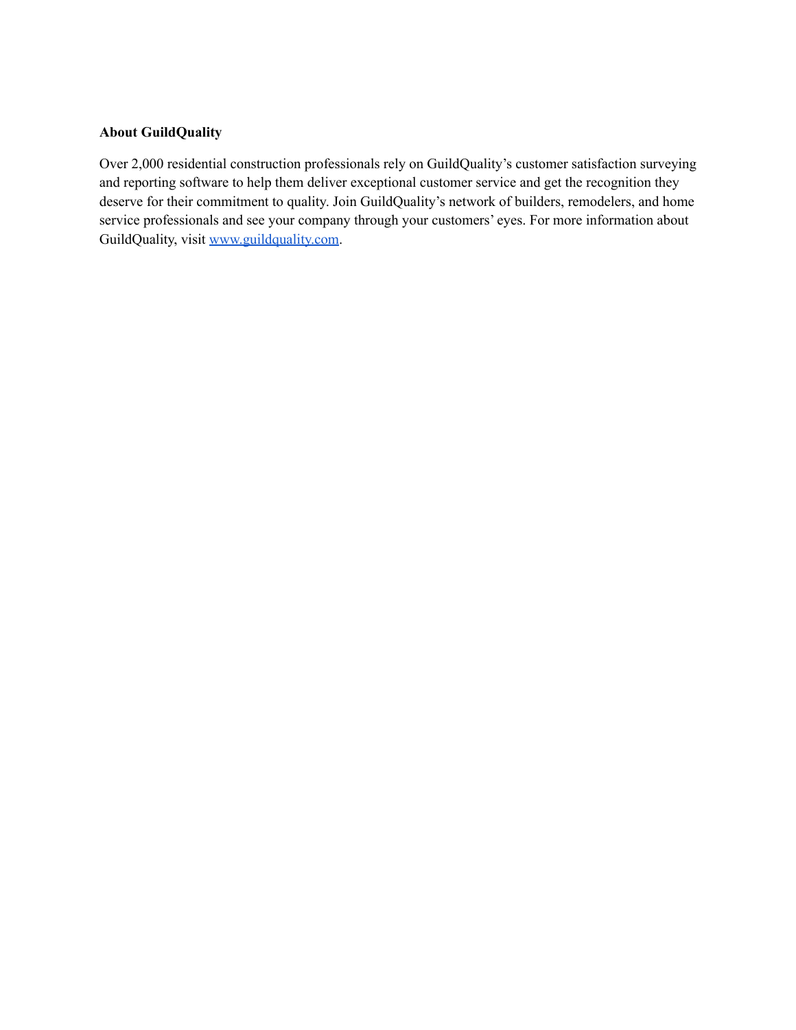**About GuildQuality**

Over 2,000 residential construction professionals rely on GuildQuality's customer satisfaction surveying and reporting software to help them deliver exceptional customer service and get the recognition they deserve for their commitment to quality. Join GuildQuality's network of builders, remodelers, and home service professionals and see your company through your customers' eyes. For more information about GuildQuality, visit [www.guildquality.com](http://www.guildquality.com).